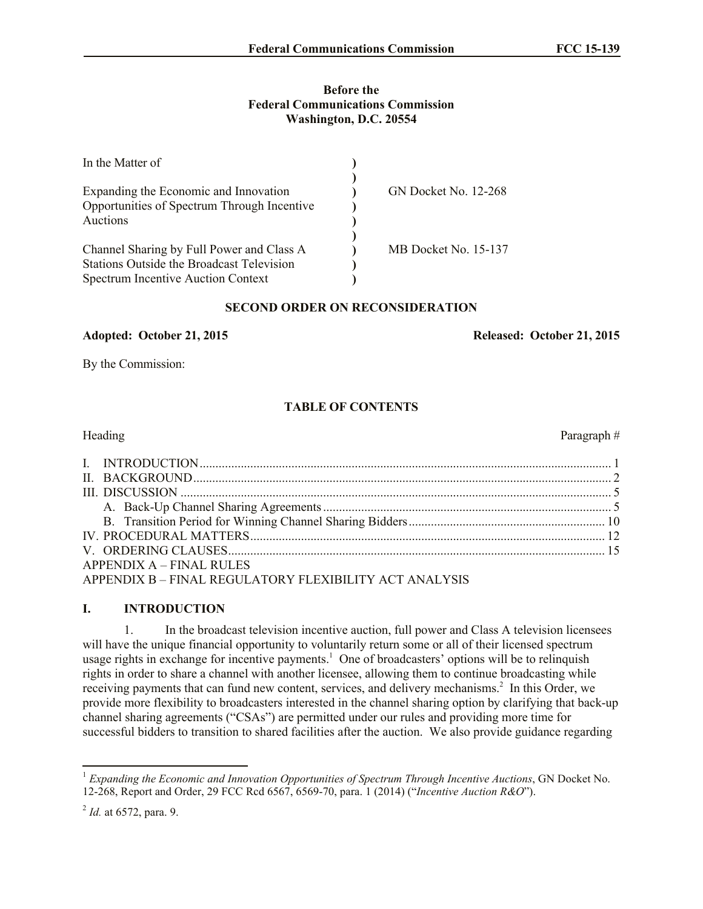**Before the**
**Federal Communications Commission**
**Washington, D.C. 20554**

| In the Matter of | ) | |
|---|---|---|
| | ) | |
| Expanding the Economic and Innovation Opportunities of Spectrum Through Incentive Auctions | ) | GN Docket No. 12-268 |
| | ) | |
| Channel Sharing by Full Power and Class A Stations Outside the Broadcast Television Spectrum Incentive Auction Context | ) | MB Docket No. 15-137 |

**SECOND ORDER ON RECONSIDERATION**

**Adopted: October 21, 2015** **Released: October 21, 2015**

By the Commission:

**TABLE OF CONTENTS**

| Heading | Paragraph # |
|---|---|
| I. INTRODUCTION | 1 |
| II. BACKGROUND | 2 |
| III. DISCUSSION | 5 |
| A. Back-Up Channel Sharing Agreements | 5 |
| B. Transition Period for Winning Channel Sharing Bidders | 10 |
| IV. PROCEDURAL MATTERS | 12 |
| V. ORDERING CLAUSES | 15 |
| APPENDIX A – FINAL RULES | |
| APPENDIX B – FINAL REGULATORY FLEXIBILITY ACT ANALYSIS | |

## I. INTRODUCTION

1. In the broadcast television incentive auction, full power and Class A television licensees will have the unique financial opportunity to voluntarily return some or all of their licensed spectrum usage rights in exchange for incentive payments.[1] One of broadcasters' options will be to relinquish rights in order to share a channel with another licensee, allowing them to continue broadcasting while receiving payments that can fund new content, services, and delivery mechanisms.[2] In this Order, we provide more flexibility to broadcasters interested in the channel sharing option by clarifying that back-up channel sharing agreements ("CSAs") are permitted under our rules and providing more time for successful bidders to transition to shared facilities after the auction. We also provide guidance regarding

---

[1] *Expanding the Economic and Innovation Opportunities of Spectrum Through Incentive Auctions*, GN Docket No. 12-268, Report and Order, 29 FCC Rcd 6567, 6569-70, para. 1 (2014) ("*Incentive Auction R&O*").

[2] *Id.* at 6572, para. 9.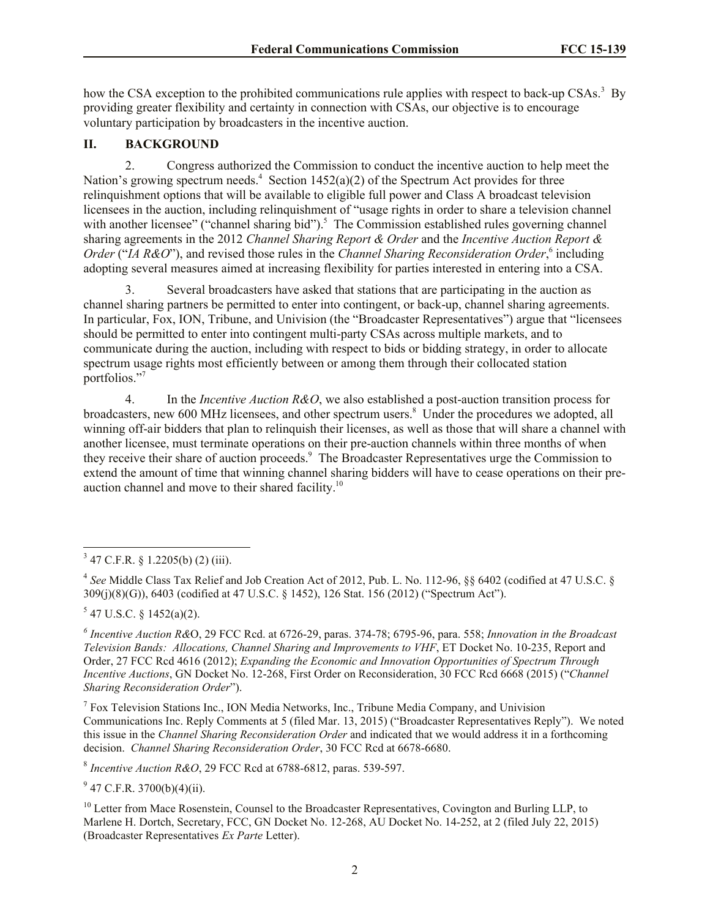how the CSA exception to the prohibited communications rule applies with respect to back-up CSAs.[3] By providing greater flexibility and certainty in connection with CSAs, our objective is to encourage voluntary participation by broadcasters in the incentive auction.

## II. BACKGROUND

2. Congress authorized the Commission to conduct the incentive auction to help meet the Nation's growing spectrum needs.[4] Section 1452(a)(2) of the Spectrum Act provides for three relinquishment options that will be available to eligible full power and Class A broadcast television licensees in the auction, including relinquishment of "usage rights in order to share a television channel with another licensee" ("channel sharing bid").[5] The Commission established rules governing channel sharing agreements in the 2012 *Channel Sharing Report & Order* and the *Incentive Auction Report & Order* ("*IA R&O*"), and revised those rules in the *Channel Sharing Reconsideration Order*,[6] including adopting several measures aimed at increasing flexibility for parties interested in entering into a CSA.

3. Several broadcasters have asked that stations that are participating in the auction as channel sharing partners be permitted to enter into contingent, or back-up, channel sharing agreements. In particular, Fox, ION, Tribune, and Univision (the "Broadcaster Representatives") argue that "licensees should be permitted to enter into contingent multi-party CSAs across multiple markets, and to communicate during the auction, including with respect to bids or bidding strategy, in order to allocate spectrum usage rights most efficiently between or among them through their collocated station portfolios."[7]

4. In the *Incentive Auction R&O*, we also established a post-auction transition process for broadcasters, new 600 MHz licensees, and other spectrum users.[8] Under the procedures we adopted, all winning off-air bidders that plan to relinquish their licenses, as well as those that will share a channel with another licensee, must terminate operations on their pre-auction channels within three months of when they receive their share of auction proceeds.[9] The Broadcaster Representatives urge the Commission to extend the amount of time that winning channel sharing bidders will have to cease operations on their pre-auction channel and move to their shared facility.[10]

---

[3] 47 C.F.R. § 1.2205(b) (2) (iii).

[4] *See* Middle Class Tax Relief and Job Creation Act of 2012, Pub. L. No. 112-96, §§ 6402 (codified at 47 U.S.C. § 309(j)(8)(G)), 6403 (codified at 47 U.S.C. § 1452), 126 Stat. 156 (2012) ("Spectrum Act").

[5] 47 U.S.C. § 1452(a)(2).

[6] *Incentive Auction R&O*, 29 FCC Rcd. at 6726-29, paras. 374-78; 6795-96, para. 558; *Innovation in the Broadcast Television Bands: Allocations, Channel Sharing and Improvements to VHF*, ET Docket No. 10-235, Report and Order, 27 FCC Rcd 4616 (2012); *Expanding the Economic and Innovation Opportunities of Spectrum Through Incentive Auctions*, GN Docket No. 12-268, First Order on Reconsideration, 30 FCC Rcd 6668 (2015) ("*Channel Sharing Reconsideration Order*").

[7] Fox Television Stations Inc., ION Media Networks, Inc., Tribune Media Company, and Univision Communications Inc. Reply Comments at 5 (filed Mar. 13, 2015) ("Broadcaster Representatives Reply"). We noted this issue in the *Channel Sharing Reconsideration Order* and indicated that we would address it in a forthcoming decision. *Channel Sharing Reconsideration Order*, 30 FCC Rcd at 6678-6680.

[8] *Incentive Auction R&O*, 29 FCC Rcd at 6788-6812, paras. 539-597.

[9] 47 C.F.R. 3700(b)(4)(ii).

[10] Letter from Mace Rosenstein, Counsel to the Broadcaster Representatives, Covington and Burling LLP, to Marlene H. Dortch, Secretary, FCC, GN Docket No. 12-268, AU Docket No. 14-252, at 2 (filed July 22, 2015) (Broadcaster Representatives *Ex Parte* Letter).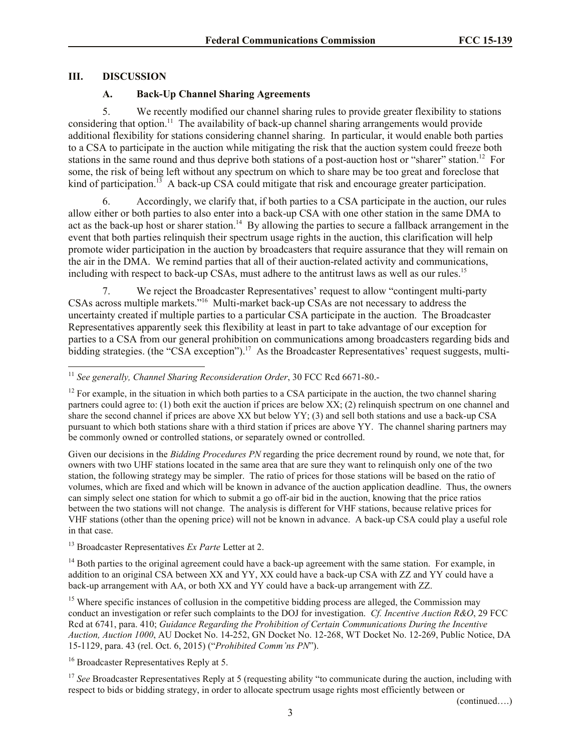## III. DISCUSSION

### A. Back-Up Channel Sharing Agreements

5. We recently modified our channel sharing rules to provide greater flexibility to stations considering that option.[11] The availability of back-up channel sharing arrangements would provide additional flexibility for stations considering channel sharing. In particular, it would enable both parties to a CSA to participate in the auction while mitigating the risk that the auction system could freeze both stations in the same round and thus deprive both stations of a post-auction host or "sharer" station.[12] For some, the risk of being left without any spectrum on which to share may be too great and foreclose that kind of participation.[13] A back-up CSA could mitigate that risk and encourage greater participation.

6. Accordingly, we clarify that, if both parties to a CSA participate in the auction, our rules allow either or both parties to also enter into a back-up CSA with one other station in the same DMA to act as the back-up host or sharer station.[14] By allowing the parties to secure a fallback arrangement in the event that both parties relinquish their spectrum usage rights in the auction, this clarification will help promote wider participation in the auction by broadcasters that require assurance that they will remain on the air in the DMA. We remind parties that all of their auction-related activity and communications, including with respect to back-up CSAs, must adhere to the antitrust laws as well as our rules.[15]

7. We reject the Broadcaster Representatives' request to allow "contingent multi-party CSAs across multiple markets."[16] Multi-market back-up CSAs are not necessary to address the uncertainty created if multiple parties to a particular CSA participate in the auction. The Broadcaster Representatives apparently seek this flexibility at least in part to take advantage of our exception for parties to a CSA from our general prohibition on communications among broadcasters regarding bids and bidding strategies. (the "CSA exception").[17] As the Broadcaster Representatives' request suggests, multi-

---

[11] *See generally, Channel Sharing Reconsideration Order*, 30 FCC Rcd 6671-80.-

[12] For example, in the situation in which both parties to a CSA participate in the auction, the two channel sharing partners could agree to: (1) both exit the auction if prices are below XX; (2) relinquish spectrum on one channel and share the second channel if prices are above XX but below YY; (3) and sell both stations and use a back-up CSA pursuant to which both stations share with a third station if prices are above YY. The channel sharing partners may be commonly owned or controlled stations, or separately owned or controlled.

Given our decisions in the *Bidding Procedures PN* regarding the price decrement round by round, we note that, for owners with two UHF stations located in the same area that are sure they want to relinquish only one of the two station, the following strategy may be simpler. The ratio of prices for those stations will be based on the ratio of volumes, which are fixed and which will be known in advance of the auction application deadline. Thus, the owners can simply select one station for which to submit a go off-air bid in the auction, knowing that the price ratios between the two stations will not change. The analysis is different for VHF stations, because relative prices for VHF stations (other than the opening price) will not be known in advance. A back-up CSA could play a useful role in that case.

[13] Broadcaster Representatives *Ex Parte* Letter at 2.

[14] Both parties to the original agreement could have a back-up agreement with the same station. For example, in addition to an original CSA between XX and YY, XX could have a back-up CSA with ZZ and YY could have a back-up arrangement with AA, or both XX and YY could have a back-up arrangement with ZZ.

[15] Where specific instances of collusion in the competitive bidding process are alleged, the Commission may conduct an investigation or refer such complaints to the DOJ for investigation. *Cf. Incentive Auction R&O*, 29 FCC Rcd at 6741, para. 410; *Guidance Regarding the Prohibition of Certain Communications During the Incentive Auction, Auction 1000*, AU Docket No. 14-252, GN Docket No. 12-268, WT Docket No. 12-269, Public Notice, DA 15-1129, para. 43 (rel. Oct. 6, 2015) ("*Prohibited Comm'ns PN*").

[16] Broadcaster Representatives Reply at 5.

[17] *See* Broadcaster Representatives Reply at 5 (requesting ability "to communicate during the auction, including with respect to bids or bidding strategy, in order to allocate spectrum usage rights most efficiently between or

(continued….)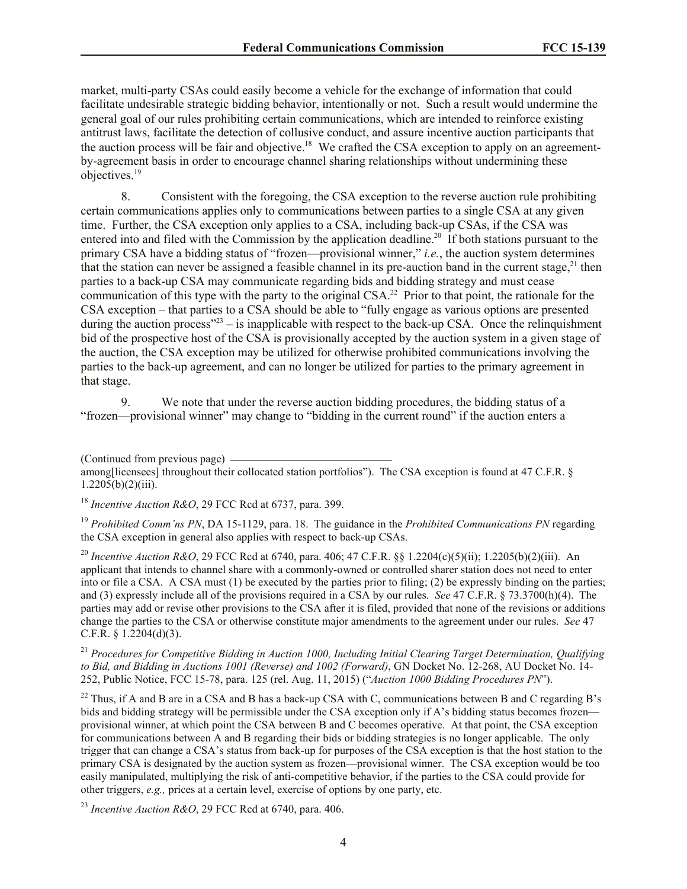market, multi-party CSAs could easily become a vehicle for the exchange of information that could facilitate undesirable strategic bidding behavior, intentionally or not. Such a result would undermine the general goal of our rules prohibiting certain communications, which are intended to reinforce existing antitrust laws, facilitate the detection of collusive conduct, and assure incentive auction participants that the auction process will be fair and objective.[18] We crafted the CSA exception to apply on an agreement-by-agreement basis in order to encourage channel sharing relationships without undermining these objectives.[19]

8. Consistent with the foregoing, the CSA exception to the reverse auction rule prohibiting certain communications applies only to communications between parties to a single CSA at any given time. Further, the CSA exception only applies to a CSA, including back-up CSAs, if the CSA was entered into and filed with the Commission by the application deadline.[20] If both stations pursuant to the primary CSA have a bidding status of "frozen—provisional winner," *i.e.*, the auction system determines that the station can never be assigned a feasible channel in its pre-auction band in the current stage,[21] then parties to a back-up CSA may communicate regarding bids and bidding strategy and must cease communication of this type with the party to the original CSA.[22] Prior to that point, the rationale for the CSA exception – that parties to a CSA should be able to "fully engage as various options are presented during the auction process"[23] – is inapplicable with respect to the back-up CSA. Once the relinquishment bid of the prospective host of the CSA is provisionally accepted by the auction system in a given stage of the auction, the CSA exception may be utilized for otherwise prohibited communications involving the parties to the back-up agreement, and can no longer be utilized for parties to the primary agreement in that stage.

9. We note that under the reverse auction bidding procedures, the bidding status of a "frozen—provisional winner" may change to "bidding in the current round" if the auction enters a

(Continued from previous page)
among[licensees] throughout their collocated station portfolios"). The CSA exception is found at 47 C.F.R. § 1.2205(b)(2)(iii).

[18] *Incentive Auction R&O*, 29 FCC Rcd at 6737, para. 399.

[19] *Prohibited Comm'ns PN*, DA 15-1129, para. 18. The guidance in the *Prohibited Communications PN* regarding the CSA exception in general also applies with respect to back-up CSAs.

[20] *Incentive Auction R&O*, 29 FCC Rcd at 6740, para. 406; 47 C.F.R. §§ 1.2204(c)(5)(ii); 1.2205(b)(2)(iii). An applicant that intends to channel share with a commonly-owned or controlled sharer station does not need to enter into or file a CSA. A CSA must (1) be executed by the parties prior to filing; (2) be expressly binding on the parties; and (3) expressly include all of the provisions required in a CSA by our rules. *See* 47 C.F.R. § 73.3700(h)(4). The parties may add or revise other provisions to the CSA after it is filed, provided that none of the revisions or additions change the parties to the CSA or otherwise constitute major amendments to the agreement under our rules. *See* 47 C.F.R. § 1.2204(d)(3).

[21] *Procedures for Competitive Bidding in Auction 1000, Including Initial Clearing Target Determination, Qualifying to Bid, and Bidding in Auctions 1001 (Reverse) and 1002 (Forward)*, GN Docket No. 12-268, AU Docket No. 14-252, Public Notice, FCC 15-78, para. 125 (rel. Aug. 11, 2015) ("*Auction 1000 Bidding Procedures PN*").

[22] Thus, if A and B are in a CSA and B has a back-up CSA with C, communications between B and C regarding B's bids and bidding strategy will be permissible under the CSA exception only if A's bidding status becomes frozen—provisional winner, at which point the CSA between B and C becomes operative. At that point, the CSA exception for communications between A and B regarding their bids or bidding strategies is no longer applicable. The only trigger that can change a CSA's status from back-up for purposes of the CSA exception is that the host station to the primary CSA is designated by the auction system as frozen—provisional winner. The CSA exception would be too easily manipulated, multiplying the risk of anti-competitive behavior, if the parties to the CSA could provide for other triggers, *e.g.,* prices at a certain level, exercise of options by one party, etc.

[23] *Incentive Auction R&O*, 29 FCC Rcd at 6740, para. 406.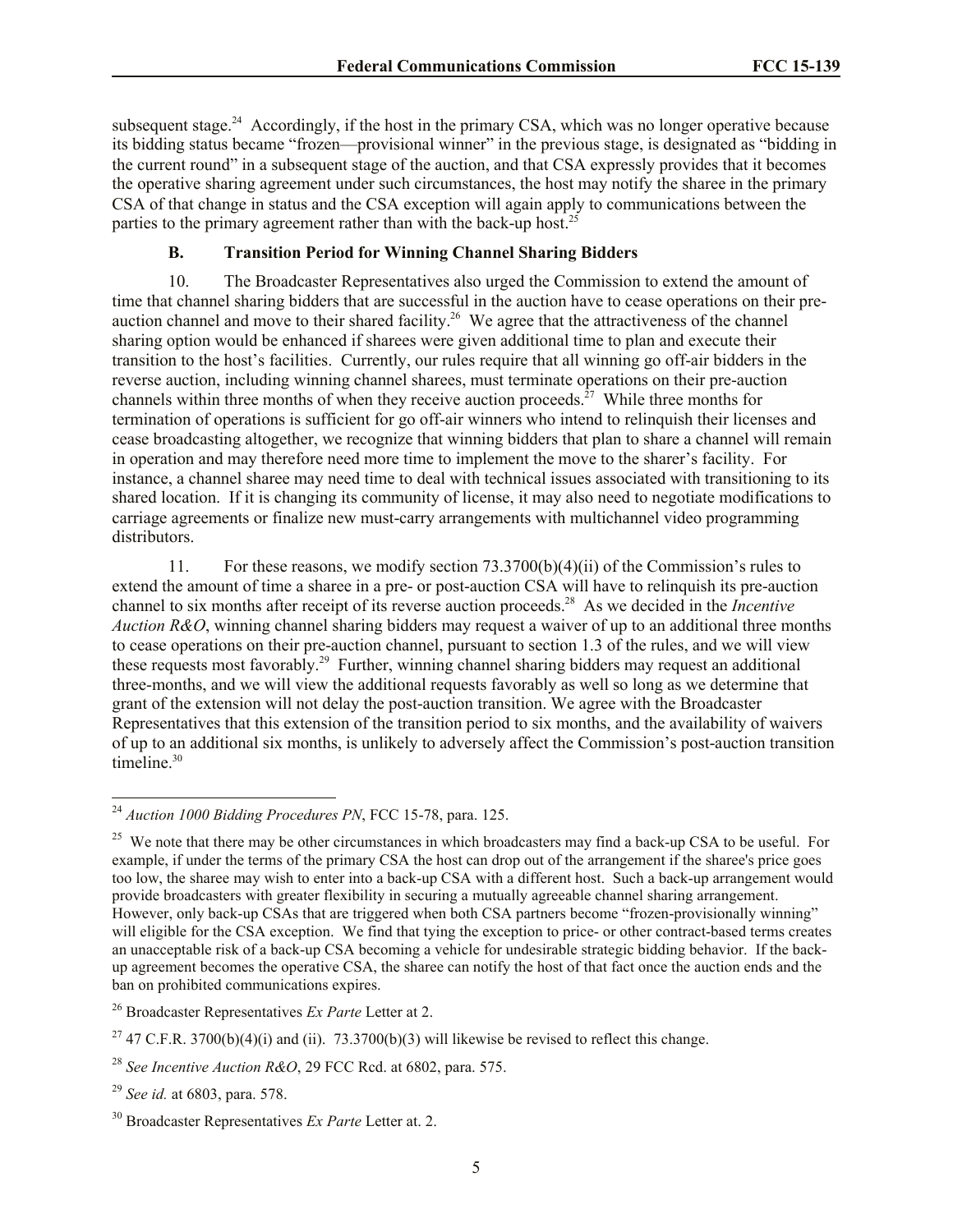subsequent stage.[24] Accordingly, if the host in the primary CSA, which was no longer operative because its bidding status became "frozen—provisional winner" in the previous stage, is designated as "bidding in the current round" in a subsequent stage of the auction, and that CSA expressly provides that it becomes the operative sharing agreement under such circumstances, the host may notify the sharee in the primary CSA of that change in status and the CSA exception will again apply to communications between the parties to the primary agreement rather than with the back-up host.[25]

### B. Transition Period for Winning Channel Sharing Bidders

10. The Broadcaster Representatives also urged the Commission to extend the amount of time that channel sharing bidders that are successful in the auction have to cease operations on their pre-auction channel and move to their shared facility.[26] We agree that the attractiveness of the channel sharing option would be enhanced if sharees were given additional time to plan and execute their transition to the host's facilities. Currently, our rules require that all winning go off-air bidders in the reverse auction, including winning channel sharees, must terminate operations on their pre-auction channels within three months of when they receive auction proceeds.[27] While three months for termination of operations is sufficient for go off-air winners who intend to relinquish their licenses and cease broadcasting altogether, we recognize that winning bidders that plan to share a channel will remain in operation and may therefore need more time to implement the move to the sharer's facility. For instance, a channel sharee may need time to deal with technical issues associated with transitioning to its shared location. If it is changing its community of license, it may also need to negotiate modifications to carriage agreements or finalize new must-carry arrangements with multichannel video programming distributors.

11. For these reasons, we modify section 73.3700(b)(4)(ii) of the Commission's rules to extend the amount of time a sharee in a pre- or post-auction CSA will have to relinquish its pre-auction channel to six months after receipt of its reverse auction proceeds.[28] As we decided in the *Incentive Auction R&O*, winning channel sharing bidders may request a waiver of up to an additional three months to cease operations on their pre-auction channel, pursuant to section 1.3 of the rules, and we will view these requests most favorably.[29] Further, winning channel sharing bidders may request an additional three-months, and we will view the additional requests favorably as well so long as we determine that grant of the extension will not delay the post-auction transition. We agree with the Broadcaster Representatives that this extension of the transition period to six months, and the availability of waivers of up to an additional six months, is unlikely to adversely affect the Commission's post-auction transition timeline.[30]

---

[24] *Auction 1000 Bidding Procedures PN*, FCC 15-78, para. 125.

[25] We note that there may be other circumstances in which broadcasters may find a back-up CSA to be useful. For example, if under the terms of the primary CSA the host can drop out of the arrangement if the sharee's price goes too low, the sharee may wish to enter into a back-up CSA with a different host. Such a back-up arrangement would provide broadcasters with greater flexibility in securing a mutually agreeable channel sharing arrangement. However, only back-up CSAs that are triggered when both CSA partners become "frozen-provisionally winning" will eligible for the CSA exception. We find that tying the exception to price- or other contract-based terms creates an unacceptable risk of a back-up CSA becoming a vehicle for undesirable strategic bidding behavior. If the back-up agreement becomes the operative CSA, the sharee can notify the host of that fact once the auction ends and the ban on prohibited communications expires.

[26] Broadcaster Representatives *Ex Parte* Letter at 2.

[27] 47 C.F.R. 3700(b)(4)(i) and (ii). 73.3700(b)(3) will likewise be revised to reflect this change.

[28] *See Incentive Auction R&O*, 29 FCC Rcd. at 6802, para. 575.

[29] *See id.* at 6803, para. 578.

[30] Broadcaster Representatives *Ex Parte* Letter at. 2.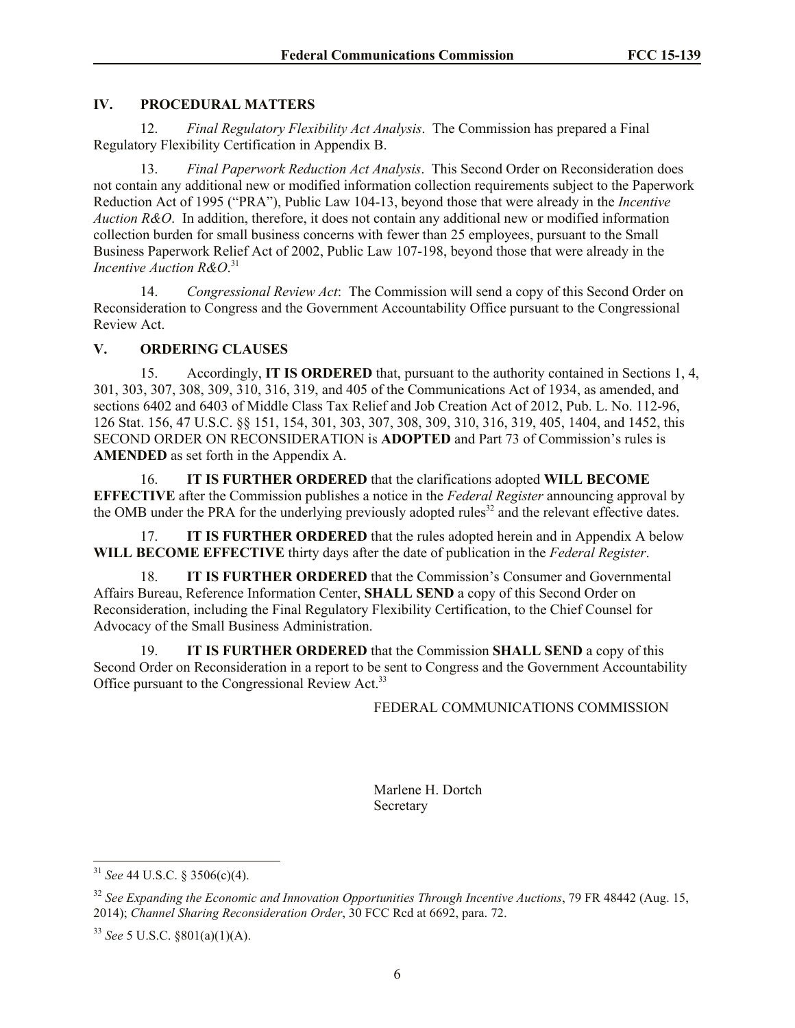## IV. PROCEDURAL MATTERS

12. *Final Regulatory Flexibility Act Analysis*. The Commission has prepared a Final Regulatory Flexibility Certification in Appendix B.

13. *Final Paperwork Reduction Act Analysis*. This Second Order on Reconsideration does not contain any additional new or modified information collection requirements subject to the Paperwork Reduction Act of 1995 ("PRA"), Public Law 104-13, beyond those that were already in the *Incentive Auction R&O*. In addition, therefore, it does not contain any additional new or modified information collection burden for small business concerns with fewer than 25 employees, pursuant to the Small Business Paperwork Relief Act of 2002, Public Law 107-198, beyond those that were already in the *Incentive Auction R&O*.[31]

14. *Congressional Review Act*: The Commission will send a copy of this Second Order on Reconsideration to Congress and the Government Accountability Office pursuant to the Congressional Review Act.

## V. ORDERING CLAUSES

15. Accordingly, **IT IS ORDERED** that, pursuant to the authority contained in Sections 1, 4, 301, 303, 307, 308, 309, 310, 316, 319, and 405 of the Communications Act of 1934, as amended, and sections 6402 and 6403 of Middle Class Tax Relief and Job Creation Act of 2012, Pub. L. No. 112-96, 126 Stat. 156, 47 U.S.C. §§ 151, 154, 301, 303, 307, 308, 309, 310, 316, 319, 405, 1404, and 1452, this SECOND ORDER ON RECONSIDERATION is **ADOPTED** and Part 73 of Commission's rules is **AMENDED** as set forth in the Appendix A.

16. **IT IS FURTHER ORDERED** that the clarifications adopted **WILL BECOME EFFECTIVE** after the Commission publishes a notice in the *Federal Register* announcing approval by the OMB under the PRA for the underlying previously adopted rules[32] and the relevant effective dates.

17. **IT IS FURTHER ORDERED** that the rules adopted herein and in Appendix A below **WILL BECOME EFFECTIVE** thirty days after the date of publication in the *Federal Register*.

18. **IT IS FURTHER ORDERED** that the Commission's Consumer and Governmental Affairs Bureau, Reference Information Center, **SHALL SEND** a copy of this Second Order on Reconsideration, including the Final Regulatory Flexibility Certification, to the Chief Counsel for Advocacy of the Small Business Administration.

19. **IT IS FURTHER ORDERED** that the Commission **SHALL SEND** a copy of this Second Order on Reconsideration in a report to be sent to Congress and the Government Accountability Office pursuant to the Congressional Review Act.[33]

FEDERAL COMMUNICATIONS COMMISSION

Marlene H. Dortch
Secretary

---

[31] *See* 44 U.S.C. § 3506(c)(4).

[32] *See Expanding the Economic and Innovation Opportunities Through Incentive Auctions*, 79 FR 48442 (Aug. 15, 2014); *Channel Sharing Reconsideration Order*, 30 FCC Rcd at 6692, para. 72.

[33] *See* 5 U.S.C. §801(a)(1)(A).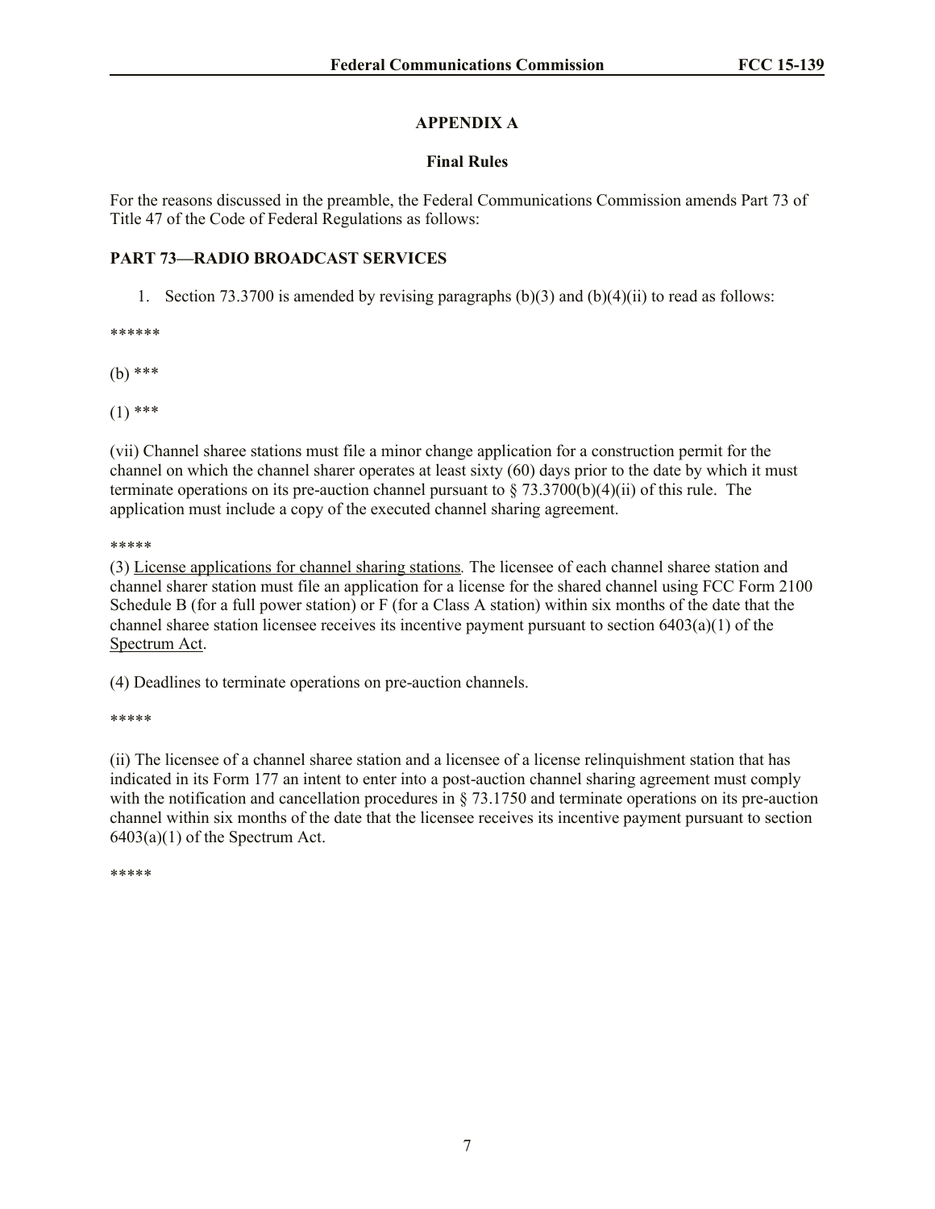## APPENDIX A

### Final Rules

For the reasons discussed in the preamble, the Federal Communications Commission amends Part 73 of Title 47 of the Code of Federal Regulations as follows:

### PART 73—RADIO BROADCAST SERVICES

1. Section 73.3700 is amended by revising paragraphs (b)(3) and (b)(4)(ii) to read as follows:

******

(b) ***

(1) ***

(vii) Channel sharee stations must file a minor change application for a construction permit for the channel on which the channel sharer operates at least sixty (60) days prior to the date by which it must terminate operations on its pre-auction channel pursuant to § 73.3700(b)(4)(ii) of this rule. The application must include a copy of the executed channel sharing agreement.

*****

(3) License applications for channel sharing stations. The licensee of each channel sharee station and channel sharer station must file an application for a license for the shared channel using FCC Form 2100 Schedule B (for a full power station) or F (for a Class A station) within six months of the date that the channel sharee station licensee receives its incentive payment pursuant to section 6403(a)(1) of the Spectrum Act.

(4) Deadlines to terminate operations on pre-auction channels.

*****

(ii) The licensee of a channel sharee station and a licensee of a license relinquishment station that has indicated in its Form 177 an intent to enter into a post-auction channel sharing agreement must comply with the notification and cancellation procedures in § 73.1750 and terminate operations on its pre-auction channel within six months of the date that the licensee receives its incentive payment pursuant to section 6403(a)(1) of the Spectrum Act.

*****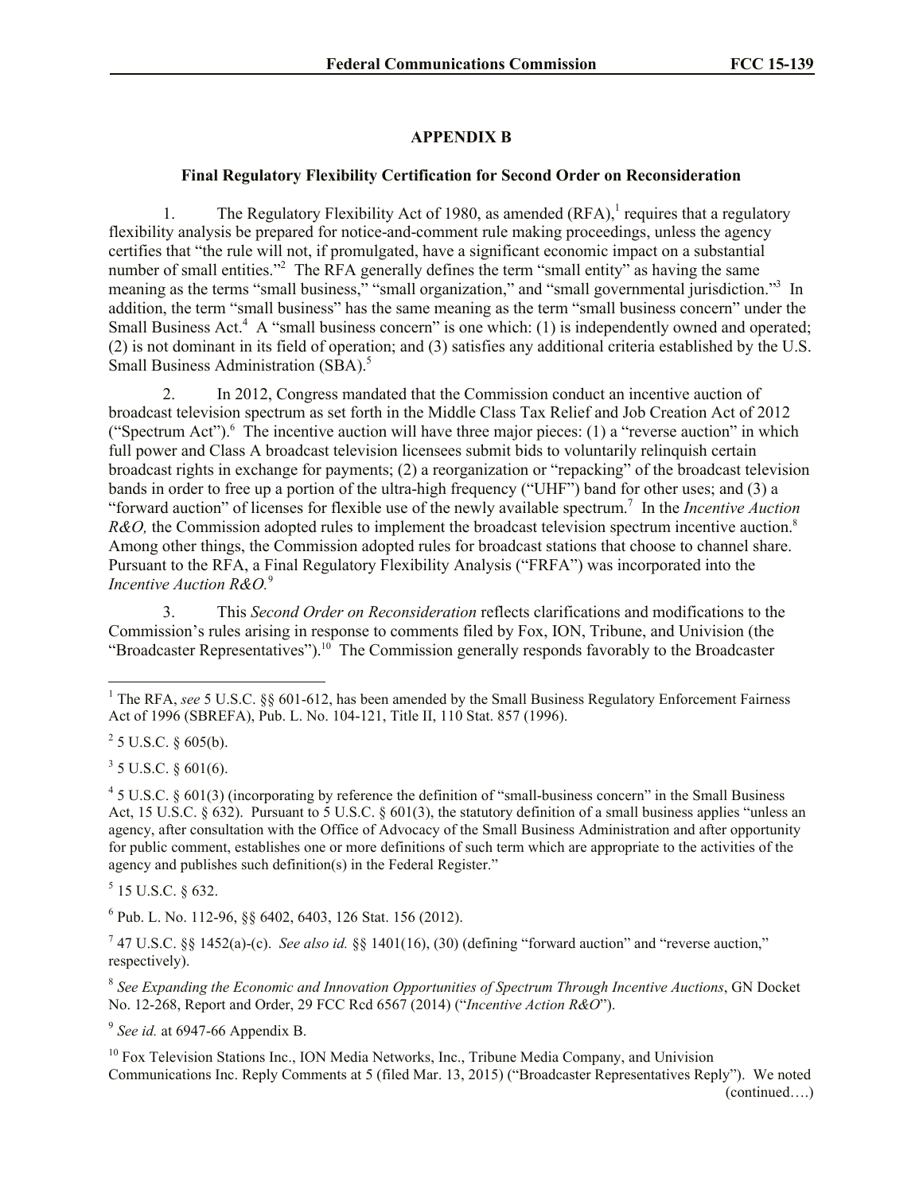## APPENDIX B

### Final Regulatory Flexibility Certification for Second Order on Reconsideration

1. The Regulatory Flexibility Act of 1980, as amended (RFA),[1] requires that a regulatory flexibility analysis be prepared for notice-and-comment rule making proceedings, unless the agency certifies that "the rule will not, if promulgated, have a significant economic impact on a substantial number of small entities."[2] The RFA generally defines the term "small entity" as having the same meaning as the terms "small business," "small organization," and "small governmental jurisdiction."[3] In addition, the term "small business" has the same meaning as the term "small business concern" under the Small Business Act.[4] A "small business concern" is one which: (1) is independently owned and operated; (2) is not dominant in its field of operation; and (3) satisfies any additional criteria established by the U.S. Small Business Administration (SBA).[5]

2. In 2012, Congress mandated that the Commission conduct an incentive auction of broadcast television spectrum as set forth in the Middle Class Tax Relief and Job Creation Act of 2012 ("Spectrum Act").[6] The incentive auction will have three major pieces: (1) a "reverse auction" in which full power and Class A broadcast television licensees submit bids to voluntarily relinquish certain broadcast rights in exchange for payments; (2) a reorganization or "repacking" of the broadcast television bands in order to free up a portion of the ultra-high frequency ("UHF") band for other uses; and (3) a "forward auction" of licenses for flexible use of the newly available spectrum.[7] In the *Incentive Auction R&O,* the Commission adopted rules to implement the broadcast television spectrum incentive auction.[8] Among other things, the Commission adopted rules for broadcast stations that choose to channel share. Pursuant to the RFA, a Final Regulatory Flexibility Analysis ("FRFA") was incorporated into the *Incentive Auction R&O.*[9]

3. This *Second Order on Reconsideration* reflects clarifications and modifications to the Commission's rules arising in response to comments filed by Fox, ION, Tribune, and Univision (the "Broadcaster Representatives").[10] The Commission generally responds favorably to the Broadcaster

---

[1] The RFA, *see* 5 U.S.C. §§ 601-612, has been amended by the Small Business Regulatory Enforcement Fairness Act of 1996 (SBREFA), Pub. L. No. 104-121, Title II, 110 Stat. 857 (1996).

[2] 5 U.S.C. § 605(b).

[3] 5 U.S.C. § 601(6).

[4] 5 U.S.C. § 601(3) (incorporating by reference the definition of "small-business concern" in the Small Business Act, 15 U.S.C. § 632). Pursuant to 5 U.S.C. § 601(3), the statutory definition of a small business applies "unless an agency, after consultation with the Office of Advocacy of the Small Business Administration and after opportunity for public comment, establishes one or more definitions of such term which are appropriate to the activities of the agency and publishes such definition(s) in the Federal Register."

[5] 15 U.S.C. § 632.

[6] Pub. L. No. 112-96, §§ 6402, 6403, 126 Stat. 156 (2012).

[7] 47 U.S.C. §§ 1452(a)-(c). *See also id.* §§ 1401(16), (30) (defining "forward auction" and "reverse auction," respectively).

[8] *See Expanding the Economic and Innovation Opportunities of Spectrum Through Incentive Auctions*, GN Docket No. 12-268, Report and Order, 29 FCC Rcd 6567 (2014) ("*Incentive Action R&O*").

[9] *See id.* at 6947-66 Appendix B.

[10] Fox Television Stations Inc., ION Media Networks, Inc., Tribune Media Company, and Univision Communications Inc. Reply Comments at 5 (filed Mar. 13, 2015) ("Broadcaster Representatives Reply"). We noted (continued….)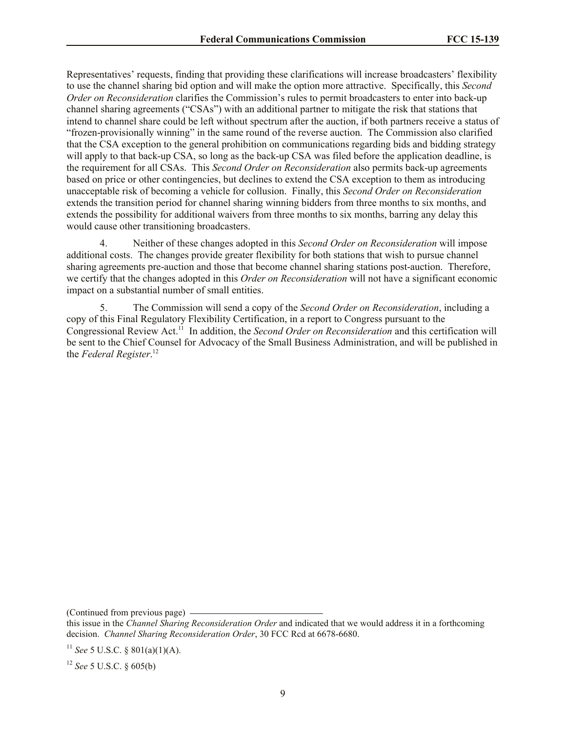Representatives' requests, finding that providing these clarifications will increase broadcasters' flexibility to use the channel sharing bid option and will make the option more attractive. Specifically, this *Second Order on Reconsideration* clarifies the Commission's rules to permit broadcasters to enter into back-up channel sharing agreements ("CSAs") with an additional partner to mitigate the risk that stations that intend to channel share could be left without spectrum after the auction, if both partners receive a status of "frozen-provisionally winning" in the same round of the reverse auction. The Commission also clarified that the CSA exception to the general prohibition on communications regarding bids and bidding strategy will apply to that back-up CSA, so long as the back-up CSA was filed before the application deadline, is the requirement for all CSAs. This *Second Order on Reconsideration* also permits back-up agreements based on price or other contingencies, but declines to extend the CSA exception to them as introducing unacceptable risk of becoming a vehicle for collusion. Finally, this *Second Order on Reconsideration* extends the transition period for channel sharing winning bidders from three months to six months, and extends the possibility for additional waivers from three months to six months, barring any delay this would cause other transitioning broadcasters.

4. Neither of these changes adopted in this *Second Order on Reconsideration* will impose additional costs. The changes provide greater flexibility for both stations that wish to pursue channel sharing agreements pre-auction and those that become channel sharing stations post-auction. Therefore, we certify that the changes adopted in this *Order on Reconsideration* will not have a significant economic impact on a substantial number of small entities.

5. The Commission will send a copy of the *Second Order on Reconsideration*, including a copy of this Final Regulatory Flexibility Certification, in a report to Congress pursuant to the Congressional Review Act.[11] In addition, the *Second Order on Reconsideration* and this certification will be sent to the Chief Counsel for Advocacy of the Small Business Administration, and will be published in the *Federal Register*.[12]

---

(Continued from previous page)

this issue in the *Channel Sharing Reconsideration Order* and indicated that we would address it in a forthcoming decision. *Channel Sharing Reconsideration Order*, 30 FCC Rcd at 6678-6680.

[11] *See* 5 U.S.C. § 801(a)(1)(A).

[12] *See* 5 U.S.C. § 605(b)